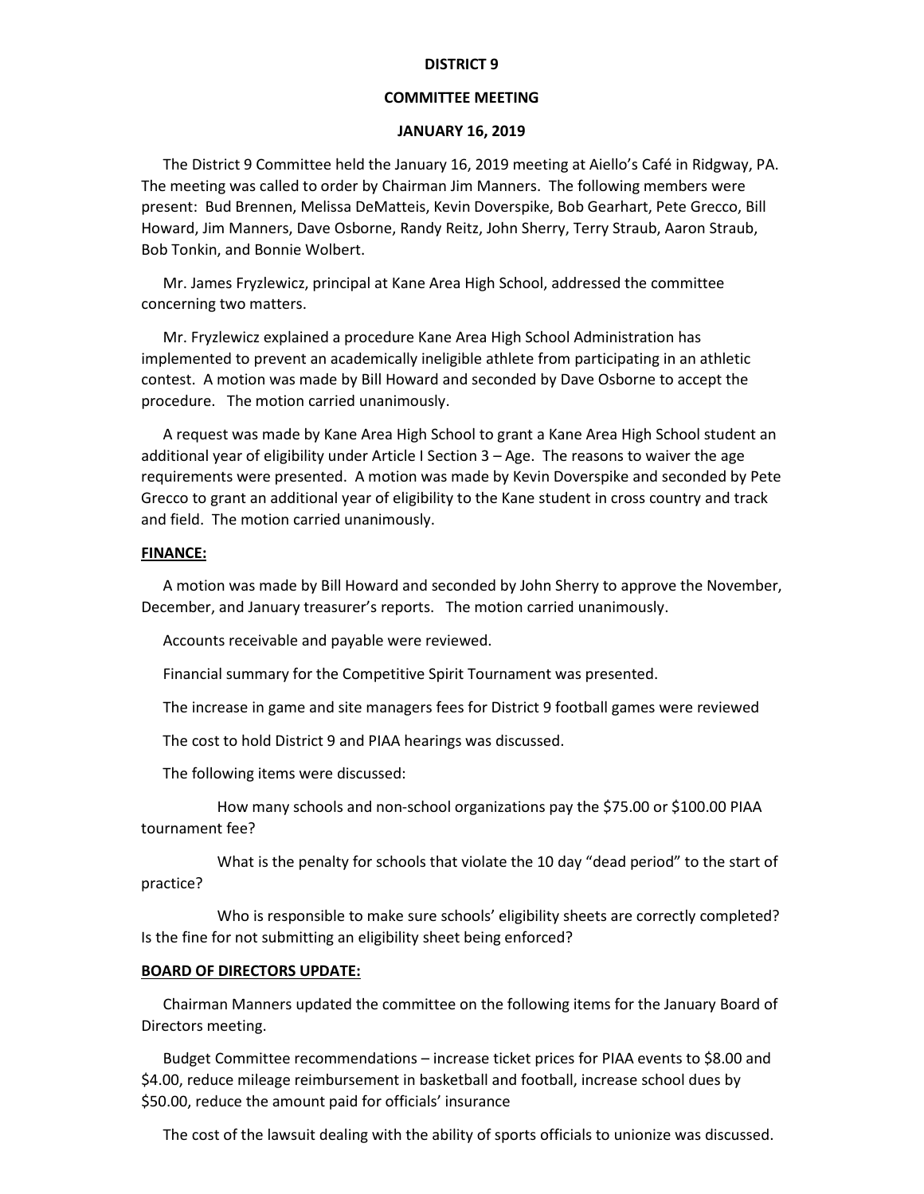# DISTRICT 9

## COMMITTEE MEETING

## JANUARY 16, 2019

The District 9 Committee held the January 16, 2019 meeting at Aiello's Café in Ridgway, PA. The meeting was called to order by Chairman Jim Manners. The following members were present: Bud Brennen, Melissa DeMatteis, Kevin Doverspike, Bob Gearhart, Pete Grecco, Bill Howard, Jim Manners, Dave Osborne, Randy Reitz, John Sherry, Terry Straub, Aaron Straub, Bob Tonkin, and Bonnie Wolbert.

Mr. James Fryzlewicz, principal at Kane Area High School, addressed the committee concerning two matters.

Mr. Fryzlewicz explained a procedure Kane Area High School Administration has implemented to prevent an academically ineligible athlete from participating in an athletic contest. A motion was made by Bill Howard and seconded by Dave Osborne to accept the procedure. The motion carried unanimously.

A request was made by Kane Area High School to grant a Kane Area High School student an additional year of eligibility under Article I Section 3 – Age. The reasons to waiver the age requirements were presented. A motion was made by Kevin Doverspike and seconded by Pete Grecco to grant an additional year of eligibility to the Kane student in cross country and track and field. The motion carried unanimously.

**FINANCE:**

A motion was made by Bill Howard and seconded by John Sherry to approve the November, December, and January treasurer's reports. The motion carried unanimously.

Accounts receivable and payable were reviewed.

Financial summary for the Competitive Spirit Tournament was presented.

The increase in game and site managers fees for District 9 football games were reviewed

The cost to hold District 9 and PIAA hearings was discussed.

The following items were discussed:

How many schools and non-school organizations pay the $75.00 or $100.00 PIAA tournament fee?

What is the penalty for schools that violate the 10 day "dead period" to the start of practice?

Who is responsible to make sure schools' eligibility sheets are correctly completed? Is the fine for not submitting an eligibility sheet being enforced?

**BOARD OF DIRECTORS UPDATE:**

Chairman Manners updated the committee on the following items for the January Board of Directors meeting.

Budget Committee recommendations – increase ticket prices for PIAA events to $8.00 and $4.00, reduce mileage reimbursement in basketball and football, increase school dues by $50.00, reduce the amount paid for officials' insurance

The cost of the lawsuit dealing with the ability of sports officials to unionize was discussed.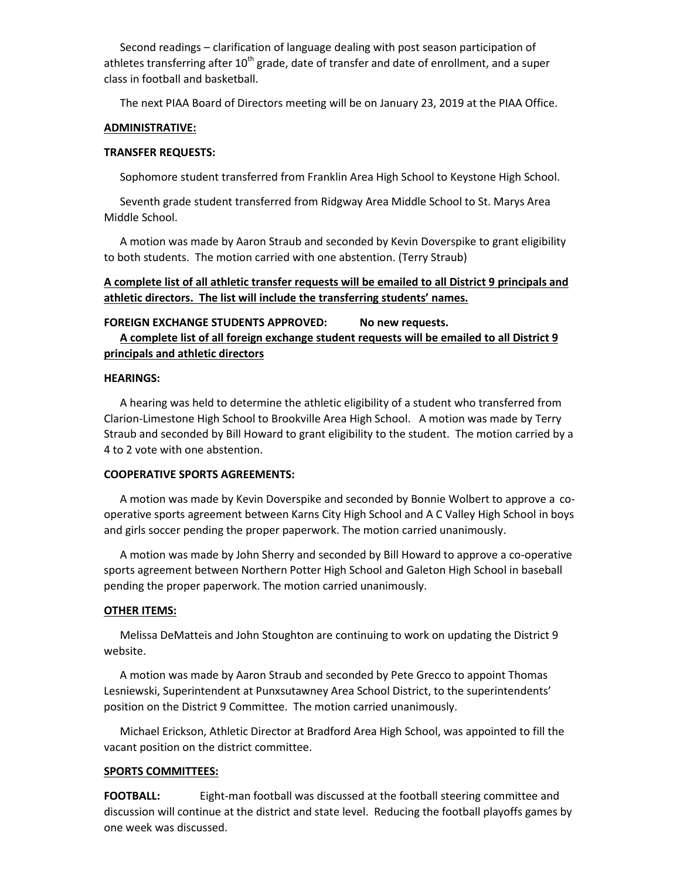Second readings – clarification of language dealing with post season participation of athletes transferring after $10^{th}$ grade, date of transfer and date of enrollment, and a super class in football and basketball.

The next PIAA Board of Directors meeting will be on January 23, 2019 at the PIAA Office.

**ADMINISTRATIVE:**

**TRANSFER REQUESTS:**

Sophomore student transferred from Franklin Area High School to Keystone High School.

Seventh grade student transferred from Ridgway Area Middle School to St. Marys Area Middle School.

A motion was made by Aaron Straub and seconded by Kevin Doverspike to grant eligibility to both students. The motion carried with one abstention. (Terry Straub)

**A complete list of all athletic transfer requests will be emailed to all District 9 principals and athletic directors. The list will include the transferring students' names.**

**FOREIGN EXCHANGE STUDENTS APPROVED: No new requests.**

**A complete list of all foreign exchange student requests will be emailed to all District 9 principals and athletic directors**

**HEARINGS:**

A hearing was held to determine the athletic eligibility of a student who transferred from Clarion-Limestone High School to Brookville Area High School. A motion was made by Terry Straub and seconded by Bill Howard to grant eligibility to the student. The motion carried by a 4 to 2 vote with one abstention.

**COOPERATIVE SPORTS AGREEMENTS:**

A motion was made by Kevin Doverspike and seconded by Bonnie Wolbert to approve a co-operative sports agreement between Karns City High School and A C Valley High School in boys and girls soccer pending the proper paperwork. The motion carried unanimously.

A motion was made by John Sherry and seconded by Bill Howard to approve a co-operative sports agreement between Northern Potter High School and Galeton High School in baseball pending the proper paperwork. The motion carried unanimously.

**OTHER ITEMS:**

Melissa DeMatteis and John Stoughton are continuing to work on updating the District 9 website.

A motion was made by Aaron Straub and seconded by Pete Grecco to appoint Thomas Lesniewski, Superintendent at Punxsutawney Area School District, to the superintendents' position on the District 9 Committee. The motion carried unanimously.

Michael Erickson, Athletic Director at Bradford Area High School, was appointed to fill the vacant position on the district committee.

**SPORTS COMMITTEES:**

**FOOTBALL:** Eight-man football was discussed at the football steering committee and discussion will continue at the district and state level. Reducing the football playoffs games by one week was discussed.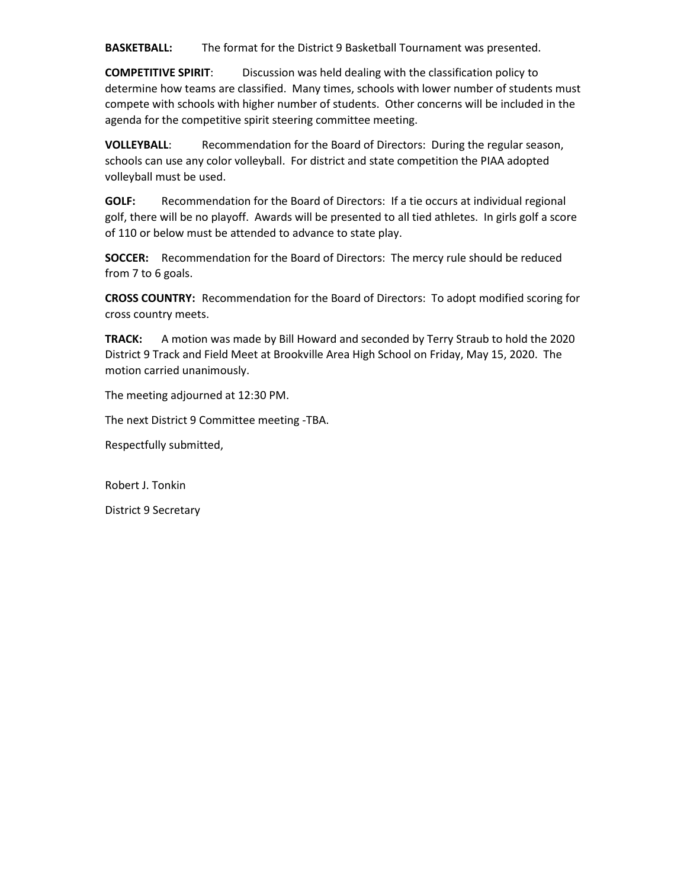**BASKETBALL:** The format for the District 9 Basketball Tournament was presented.

**COMPETITIVE SPIRIT**: Discussion was held dealing with the classification policy to determine how teams are classified. Many times, schools with lower number of students must compete with schools with higher number of students. Other concerns will be included in the agenda for the competitive spirit steering committee meeting.

**VOLLEYBALL**: Recommendation for the Board of Directors: During the regular season, schools can use any color volleyball. For district and state competition the PIAA adopted volleyball must be used.

**GOLF:** Recommendation for the Board of Directors: If a tie occurs at individual regional golf, there will be no playoff. Awards will be presented to all tied athletes. In girls golf a score of 110 or below must be attended to advance to state play.

**SOCCER:** Recommendation for the Board of Directors: The mercy rule should be reduced from 7 to 6 goals.

**CROSS COUNTRY:** Recommendation for the Board of Directors: To adopt modified scoring for cross country meets.

**TRACK:** A motion was made by Bill Howard and seconded by Terry Straub to hold the 2020 District 9 Track and Field Meet at Brookville Area High School on Friday, May 15, 2020. The motion carried unanimously.

The meeting adjourned at 12:30 PM.

The next District 9 Committee meeting -TBA.

Respectfully submitted,

Robert J. Tonkin

District 9 Secretary